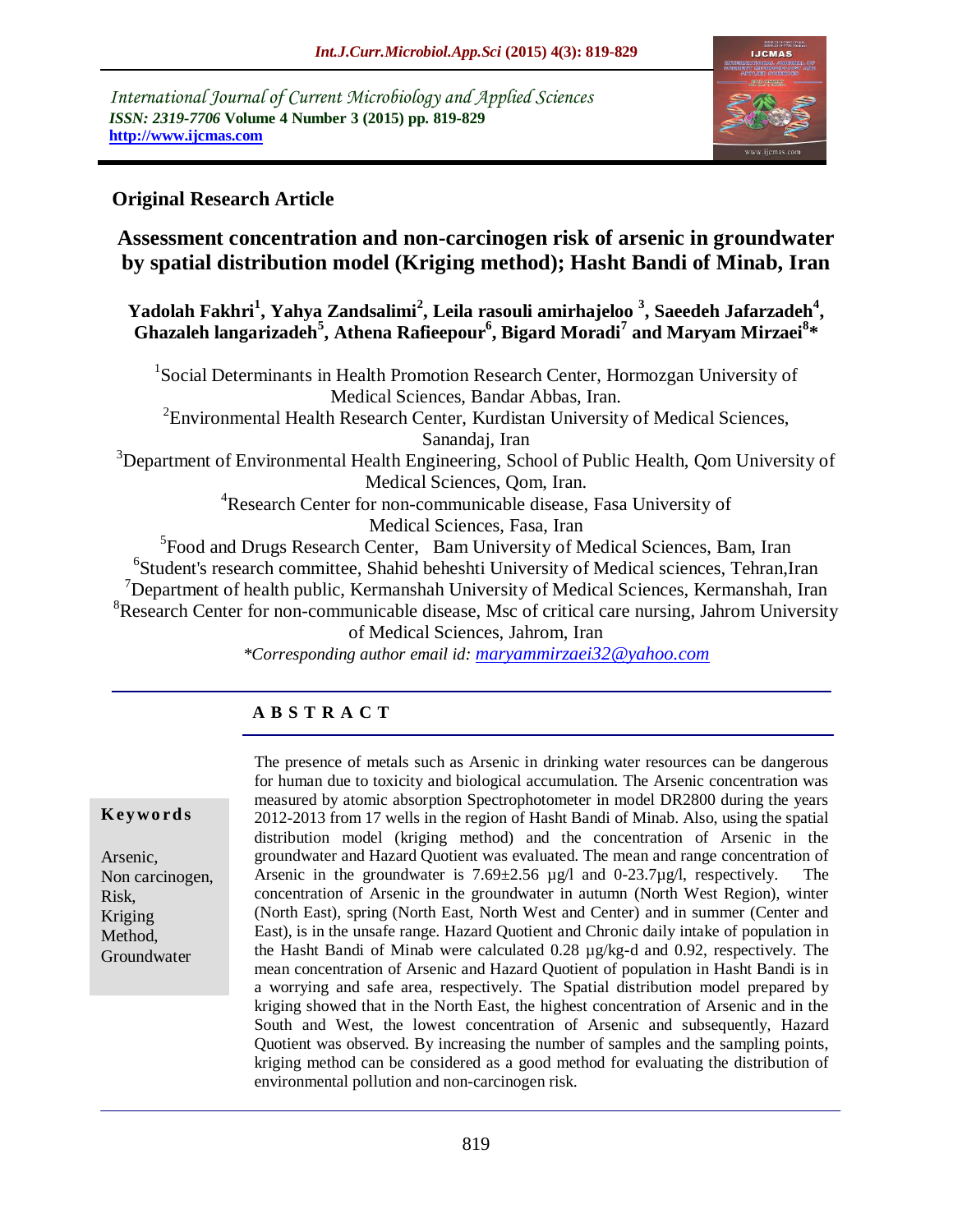International Journal of Current Microbiology and Applied Sciences
*ISSN: 2319-7706* **Volume 4 Number 3 (2015) pp. 819-829**
**http://www.ijcmas.com**

**Original Research Article**

# Assessment concentration and non-carcinogen risk of arsenic in groundwater by spatial distribution model (Kriging method); Hasht Bandi of Minab, Iran

**Yadolah Fakhri[1], Yahya Zandsalimi[2], Leila rasouli amirhajeloo [3], Saeedeh Jafarzadeh[4], Ghazaleh langarizadeh[5], Athena Rafieepour[6], Bigard Moradi[7] and Maryam Mirzaei[8]\***

[1]Social Determinants in Health Promotion Research Center, Hormozgan University of Medical Sciences, Bandar Abbas, Iran.
[2]Environmental Health Research Center, Kurdistan University of Medical Sciences, Sanandaj, Iran
[3]Department of Environmental Health Engineering, School of Public Health, Qom University of Medical Sciences, Qom, Iran.
[4]Research Center for non-communicable disease, Fasa University of Medical Sciences, Fasa, Iran
[5]Food and Drugs Research Center, Bam University of Medical Sciences, Bam, Iran
[6]Student's research committee, Shahid beheshti University of Medical sciences, Tehran,Iran
[7]Department of health public, Kermanshah University of Medical Sciences, Kermanshah, Iran
[8]Research Center for non-communicable disease, Msc of critical care nursing, Jahrom University of Medical Sciences, Jahrom, Iran

*\*Corresponding author email id: maryammirzaei32@yahoo.com*

## ABSTRACT

**Keywords**

Arsenic,
Non carcinogen,
Risk,
Kriging Method,
Groundwater

The presence of metals such as Arsenic in drinking water resources can be dangerous for human due to toxicity and biological accumulation. The Arsenic concentration was measured by atomic absorption Spectrophotometer in model DR2800 during the years 2012-2013 from 17 wells in the region of Hasht Bandi of Minab. Also, using the spatial distribution model (kriging method) and the concentration of Arsenic in the groundwater and Hazard Quotient was evaluated. The mean and range concentration of Arsenic in the groundwater is 7.69±2.56 µg/l and 0-23.7µg/l, respectively. The concentration of Arsenic in the groundwater in autumn (North West Region), winter (North East), spring (North East, North West and Center) and in summer (Center and East), is in the unsafe range. Hazard Quotient and Chronic daily intake of population in the Hasht Bandi of Minab were calculated 0.28 µg/kg-d and 0.92, respectively. The mean concentration of Arsenic and Hazard Quotient of population in Hasht Bandi is in a worrying and safe area, respectively. The Spatial distribution model prepared by kriging showed that in the North East, the highest concentration of Arsenic and in the South and West, the lowest concentration of Arsenic and subsequently, Hazard Quotient was observed. By increasing the number of samples and the sampling points, kriging method can be considered as a good method for evaluating the distribution of environmental pollution and non-carcinogen risk.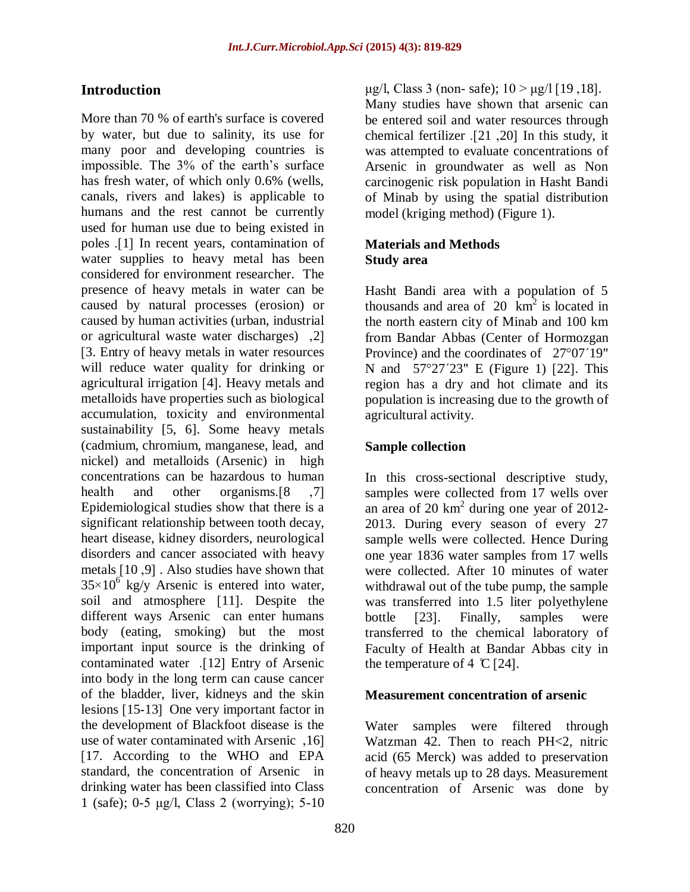## Introduction

More than 70 % of earth's surface is covered by water, but due to salinity, its use for many poor and developing countries is impossible. The 3% of the earth's surface has fresh water, of which only 0.6% (wells, canals, rivers and lakes) is applicable to humans and the rest cannot be currently used for human use due to being existed in poles .[1] In recent years, contamination of water supplies to heavy metal has been considered for environment researcher. The presence of heavy metals in water can be caused by natural processes (erosion) or caused by human activities (urban, industrial or agricultural waste water discharges) ,2] [3. Entry of heavy metals in water resources will reduce water quality for drinking or agricultural irrigation [4]. Heavy metals and metalloids have properties such as biological accumulation, toxicity and environmental sustainability [5, 6]. Some heavy metals (cadmium, chromium, manganese, lead, and nickel) and metalloids (Arsenic) in high concentrations can be hazardous to human health and other organisms.[8 ,7] Epidemiological studies show that there is a significant relationship between tooth decay, heart disease, kidney disorders, neurological disorders and cancer associated with heavy metals [10 ,9] . Also studies have shown that $35\times10^{6}$ kg/y Arsenic is entered into water, soil and atmosphere [11]. Despite the different ways Arsenic can enter humans body (eating, smoking) but the most important input source is the drinking of contaminated water .[12] Entry of Arsenic into body in the long term can cause cancer of the bladder, liver, kidneys and the skin lesions [15-13] One very important factor in the development of Blackfoot disease is the use of water contaminated with Arsenic ,16] [17. According to the WHO and EPA standard, the concentration of Arsenic in drinking water has been classified into Class 1 (safe); 0-5 μg/l, Class 2 (worrying); 5-10 μg/l, Class 3 (non- safe); 10 > μg/l [19 ,18]. Many studies have shown that arsenic can be entered soil and water resources through chemical fertilizer .[21 ,20] In this study, it was attempted to evaluate concentrations of Arsenic in groundwater as well as Non carcinogenic risk population in Hasht Bandi of Minab by using the spatial distribution model (kriging method) (Figure 1).

## Materials and Methods

### Study area

Hasht Bandi area with a population of 5 thousands and area of 20 $km^2$ is located in the north eastern city of Minab and 100 km from Bandar Abbas (Center of Hormozgan Province) and the coordinates of 27°07´19" N and 57°27´23" E (Figure 1) [22]. This region has a dry and hot climate and its population is increasing due to the growth of agricultural activity.

### Sample collection

In this cross-sectional descriptive study, samples were collected from 17 wells over an area of 20 $km^2$ during one year of 2012-2013. During every season of every 27 sample wells were collected. Hence During one year 1836 water samples from 17 wells were collected. After 10 minutes of water withdrawal out of the tube pump, the sample was transferred into 1.5 liter polyethylene bottle [23]. Finally, samples were transferred to the chemical laboratory of Faculty of Health at Bandar Abbas city in the temperature of 4 ℃ [24].

### Measurement concentration of arsenic

Water samples were filtered through Watzman 42. Then to reach PH<2, nitric acid (65 Merck) was added to preservation of heavy metals up to 28 days. Measurement concentration of Arsenic was done by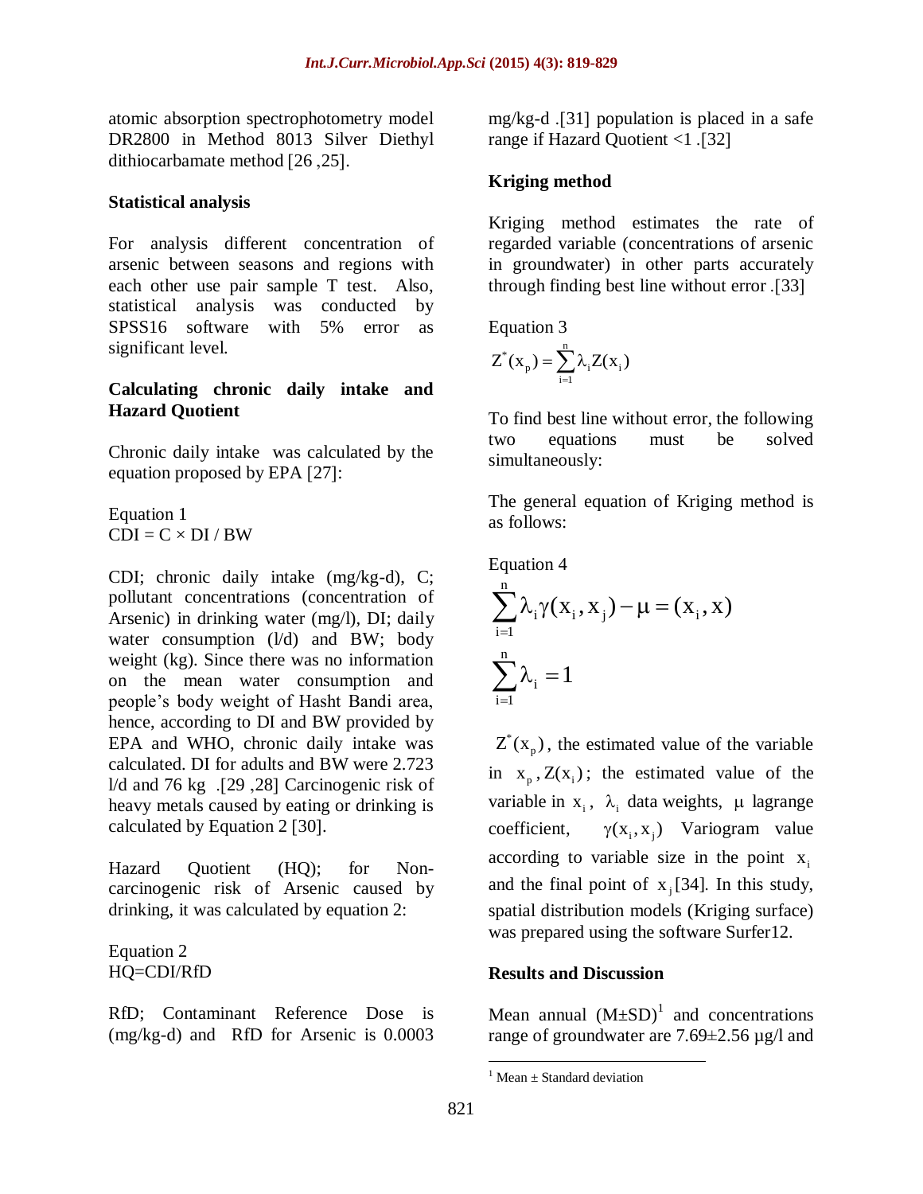atomic absorption spectrophotometry model DR2800 in Method 8013 Silver Diethyl dithiocarbamate method [26 ,25].

### Statistical analysis

For analysis different concentration of arsenic between seasons and regions with each other use pair sample T test. Also, statistical analysis was conducted by SPSS16 software with 5% error as significant level.

### Calculating chronic daily intake and Hazard Quotient

Chronic daily intake was calculated by the equation proposed by EPA [27]:

Equation 1

$$CDI = C \times DI / BW$$

CDI; chronic daily intake (mg/kg-d), C; pollutant concentrations (concentration of Arsenic) in drinking water (mg/l), DI; daily water consumption (l/d) and BW; body weight (kg). Since there was no information on the mean water consumption and people's body weight of Hasht Bandi area, hence, according to DI and BW provided by EPA and WHO, chronic daily intake was calculated. DI for adults and BW were 2.723 l/d and 76 kg .[29 ,28] Carcinogenic risk of heavy metals caused by eating or drinking is calculated by Equation 2 [30].

Hazard Quotient (HQ); for Non-carcinogenic risk of Arsenic caused by drinking, it was calculated by equation 2:

Equation 2

$$HQ = CDI/RfD$$

RfD; Contaminant Reference Dose is (mg/kg-d) and RfD for Arsenic is 0.0003 mg/kg-d .[31] population is placed in a safe range if Hazard Quotient <1 .[32]

### Kriging method

Kriging method estimates the rate of regarded variable (concentrations of arsenic in groundwater) in other parts accurately through finding best line without error .[33]

Equation 3

$$Z^*(x_p) = \sum_{i=1}^{n} \lambda_i Z(x_i)$$

To find best line without error, the following two equations must be solved simultaneously:

The general equation of Kriging method is as follows:

Equation 4

$$\sum_{i=1}^{n} \lambda_i \gamma(x_i, x_j) - \mu = (x_i, x)$$

$$\sum_{i=1}^{n} \lambda_i = 1$$

$Z^*(x_p)$, the estimated value of the variable in $x_p$, $Z(x_i)$; the estimated value of the variable in $x_i$, $\lambda_i$ data weights, $\mu$ lagrange coefficient, $\gamma(x_i, x_j)$ Variogram value according to variable size in the point $x_i$ and the final point of $x_j$[34]. In this study, spatial distribution models (Kriging surface) was prepared using the software Surfer12.

### Results and Discussion

Mean annual (M±SD)[1] and concentrations range of groundwater are 7.69±2.56 µg/l and

[1] Mean ± Standard deviation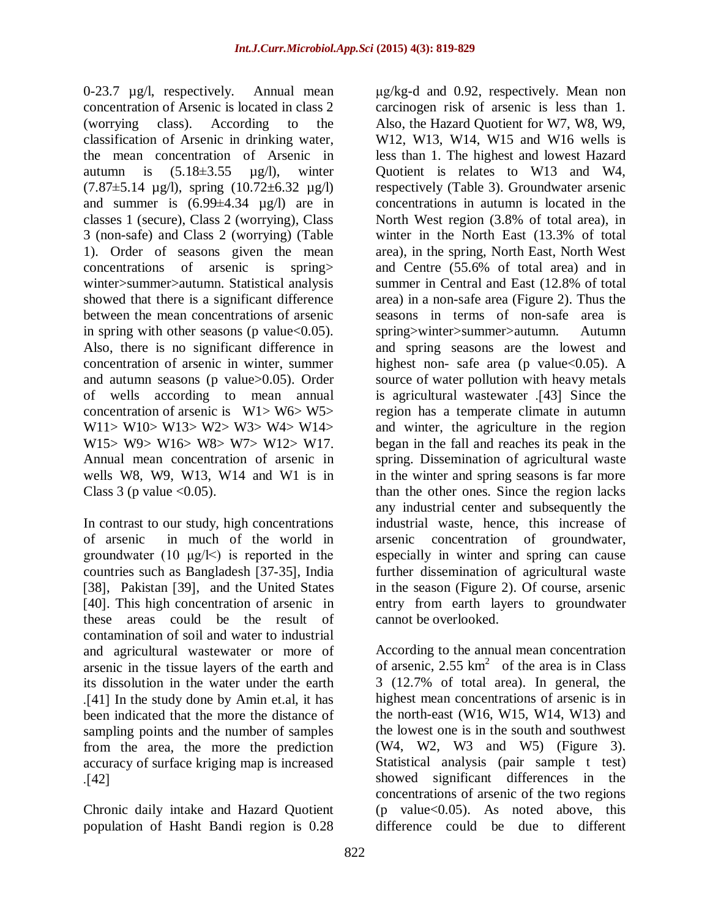0-23.7 µg/l, respectively. Annual mean concentration of Arsenic is located in class 2 (worrying class). According to the classification of Arsenic in drinking water, the mean concentration of Arsenic in autumn is (5.18±3.55 µg/l), winter (7.87±5.14 µg/l), spring (10.72±6.32 µg/l) and summer is (6.99±4.34 µg/l) are in classes 1 (secure), Class 2 (worrying), Class 3 (non-safe) and Class 2 (worrying) (Table 1). Order of seasons given the mean concentrations of arsenic is spring> winter>summer>autumn. Statistical analysis showed that there is a significant difference between the mean concentrations of arsenic in spring with other seasons (p value<0.05). Also, there is no significant difference in concentration of arsenic in winter, summer and autumn seasons (p value>0.05). Order of wells according to mean annual concentration of arsenic is W1> W6> W5> W11> W10> W13> W2> W3> W4> W14> W15> W9> W16> W8> W7> W12> W17. Annual mean concentration of arsenic in wells W8, W9, W13, W14 and W1 is in Class 3 (p value <0.05).

In contrast to our study, high concentrations of arsenic in much of the world in groundwater (10 µg/l<) is reported in the countries such as Bangladesh [37-35], India [38], Pakistan [39], and the United States [40]. This high concentration of arsenic in these areas could be the result of contamination of soil and water to industrial and agricultural wastewater or more of arsenic in the tissue layers of the earth and its dissolution in the water under the earth .[41] In the study done by Amin et.al, it has been indicated that the more the distance of sampling points and the number of samples from the area, the more the prediction accuracy of surface kriging map is increased .[42]

Chronic daily intake and Hazard Quotient population of Hasht Bandi region is 0.28 µg/kg-d and 0.92, respectively. Mean non carcinogen risk of arsenic is less than 1. Also, the Hazard Quotient for W7, W8, W9, W12, W13, W14, W15 and W16 wells is less than 1. The highest and lowest Hazard Quotient is relates to W13 and W4, respectively (Table 3). Groundwater arsenic concentrations in autumn is located in the North West region (3.8% of total area), in winter in the North East (13.3% of total area), in the spring, North East, North West and Centre (55.6% of total area) and in summer in Central and East (12.8% of total area) in a non-safe area (Figure 2). Thus the seasons in terms of non-safe area is spring>winter>summer>autumn. Autumn and spring seasons are the lowest and highest non- safe area (p value<0.05). A source of water pollution with heavy metals is agricultural wastewater .[43] Since the region has a temperate climate in autumn and winter, the agriculture in the region began in the fall and reaches its peak in the spring. Dissemination of agricultural waste in the winter and spring seasons is far more than the other ones. Since the region lacks any industrial center and subsequently the industrial waste, hence, this increase of arsenic concentration of groundwater, especially in winter and spring can cause further dissemination of agricultural waste in the season (Figure 2). Of course, arsenic entry from earth layers to groundwater cannot be overlooked.

According to the annual mean concentration of arsenic, 2.55 $km^2$ of the area is in Class 3 (12.7% of total area). In general, the highest mean concentrations of arsenic is in the north-east (W16, W15, W14, W13) and the lowest one is in the south and southwest (W4, W2, W3 and W5) (Figure 3). Statistical analysis (pair sample t test) showed significant differences in the concentrations of arsenic of the two regions (p value<0.05). As noted above, this difference could be due to different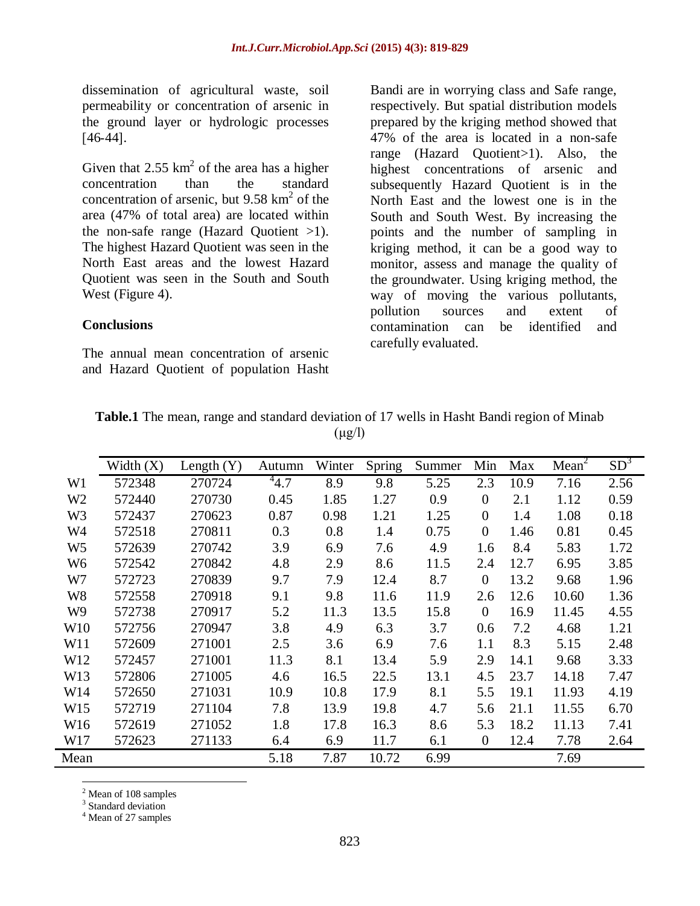dissemination of agricultural waste, soil permeability or concentration of arsenic in the ground layer or hydrologic processes [46-44].

Given that 2.55 $km^2$ of the area has a higher concentration than the standard concentration of arsenic, but 9.58 $km^2$ of the area (47% of total area) are located within the non-safe range (Hazard Quotient >1). The highest Hazard Quotient was seen in the North East areas and the lowest Hazard Quotient was seen in the South and South West (Figure 4).

## Conclusions

The annual mean concentration of arsenic and Hazard Quotient of population Hasht Bandi are in worrying class and Safe range, respectively. But spatial distribution models prepared by the kriging method showed that 47% of the area is located in a non-safe range (Hazard Quotient>1). Also, the highest concentrations of arsenic and subsequently Hazard Quotient is in the North East and the lowest one is in the South and South West. By increasing the points and the number of sampling in kriging method, it can be a good way to monitor, assess and manage the quality of the groundwater. Using kriging method, the way of moving the various pollutants, pollution sources and extent of contamination can be identified and carefully evaluated.

**Table.1** The mean, range and standard deviation of 17 wells in Hasht Bandi region of Minab (μg/l)

| | Width (X) | Length (Y) | Autumn | Winter | Spring | Summer | Min | Max | Mean[2] | SD[3] |
|---|---|---|---|---|---|---|---|---|---|---|
| W1 | 572348 | 270724 | [4]4.7 | 8.9 | 9.8 | 5.25 | 2.3 | 10.9 | 7.16 | 2.56 |
| W2 | 572440 | 270730 | 0.45 | 1.85 | 1.27 | 0.9 | 0 | 2.1 | 1.12 | 0.59 |
| W3 | 572437 | 270623 | 0.87 | 0.98 | 1.21 | 1.25 | 0 | 1.4 | 1.08 | 0.18 |
| W4 | 572518 | 270811 | 0.3 | 0.8 | 1.4 | 0.75 | 0 | 1.46 | 0.81 | 0.45 |
| W5 | 572639 | 270742 | 3.9 | 6.9 | 7.6 | 4.9 | 1.6 | 8.4 | 5.83 | 1.72 |
| W6 | 572542 | 270842 | 4.8 | 2.9 | 8.6 | 11.5 | 2.4 | 12.7 | 6.95 | 3.85 |
| W7 | 572723 | 270839 | 9.7 | 7.9 | 12.4 | 8.7 | 0 | 13.2 | 9.68 | 1.96 |
| W8 | 572558 | 270918 | 9.1 | 9.8 | 11.6 | 11.9 | 2.6 | 12.6 | 10.60 | 1.36 |
| W9 | 572738 | 270917 | 5.2 | 11.3 | 13.5 | 15.8 | 0 | 16.9 | 11.45 | 4.55 |
| W10 | 572756 | 270947 | 3.8 | 4.9 | 6.3 | 3.7 | 0.6 | 7.2 | 4.68 | 1.21 |
| W11 | 572609 | 271001 | 2.5 | 3.6 | 6.9 | 7.6 | 1.1 | 8.3 | 5.15 | 2.48 |
| W12 | 572457 | 271001 | 11.3 | 8.1 | 13.4 | 5.9 | 2.9 | 14.1 | 9.68 | 3.33 |
| W13 | 572806 | 271005 | 4.6 | 16.5 | 22.5 | 13.1 | 4.5 | 23.7 | 14.18 | 7.47 |
| W14 | 572650 | 271031 | 10.9 | 10.8 | 17.9 | 8.1 | 5.5 | 19.1 | 11.93 | 4.19 |
| W15 | 572719 | 271104 | 7.8 | 13.9 | 19.8 | 4.7 | 5.6 | 21.1 | 11.55 | 6.70 |
| W16 | 572619 | 271052 | 1.8 | 17.8 | 16.3 | 8.6 | 5.3 | 18.2 | 11.13 | 7.41 |
| W17 | 572623 | 271133 | 6.4 | 6.9 | 11.7 | 6.1 | 0 | 12.4 | 7.78 | 2.64 |
| Mean | | | 5.18 | 7.87 | 10.72 | 6.99 | | | 7.69 | |

[2] Mean of 108 samples
[3] Standard deviation
[4] Mean of 27 samples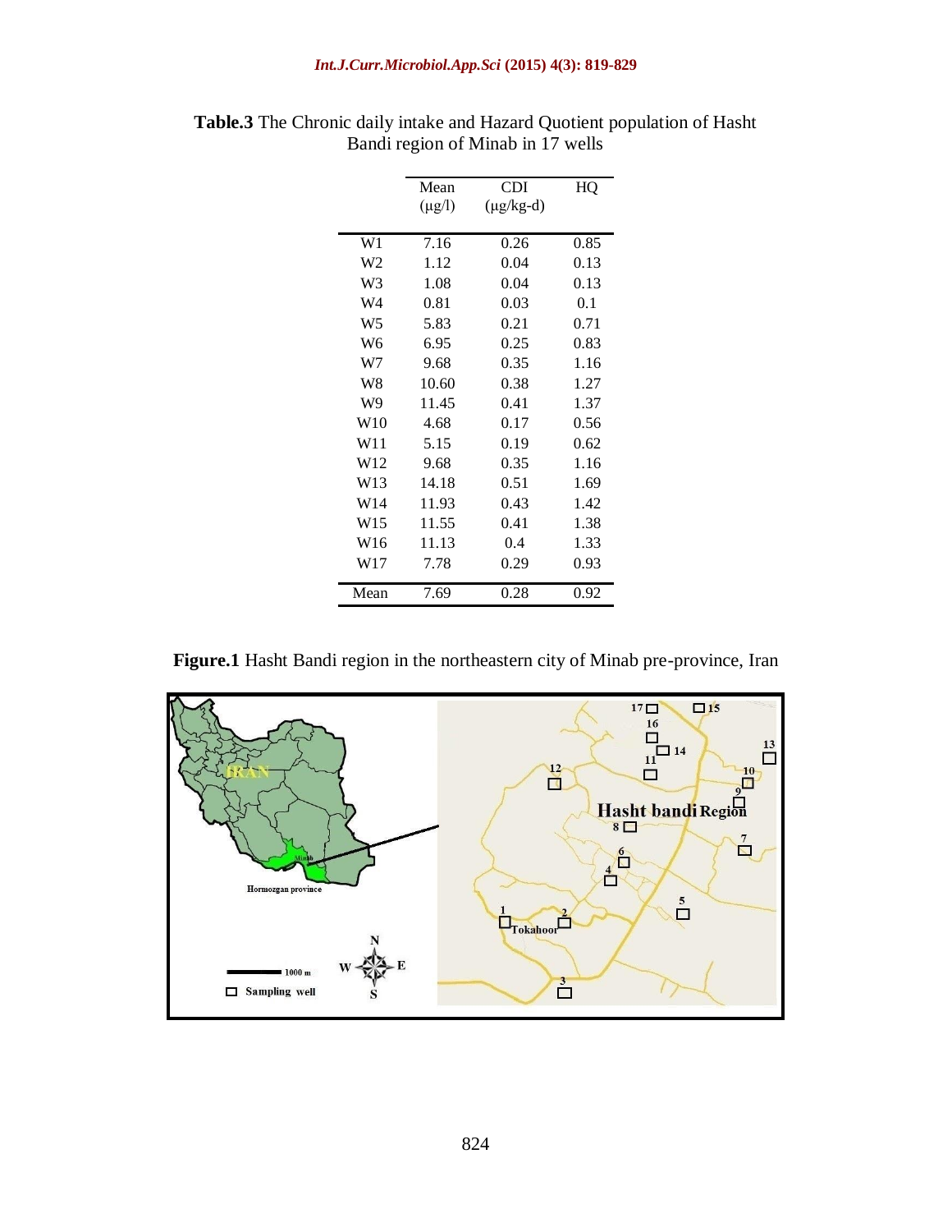**Table.3** The Chronic daily intake and Hazard Quotient population of Hasht Bandi region of Minab in 17 wells

| | Mean (μg/l) | CDI (μg/kg-d) | HQ |
|---|---|---|---|
| W1 | 7.16 | 0.26 | 0.85 |
| W2 | 1.12 | 0.04 | 0.13 |
| W3 | 1.08 | 0.04 | 0.13 |
| W4 | 0.81 | 0.03 | 0.1 |
| W5 | 5.83 | 0.21 | 0.71 |
| W6 | 6.95 | 0.25 | 0.83 |
| W7 | 9.68 | 0.35 | 1.16 |
| W8 | 10.60 | 0.38 | 1.27 |
| W9 | 11.45 | 0.41 | 1.37 |
| W10 | 4.68 | 0.17 | 0.56 |
| W11 | 5.15 | 0.19 | 0.62 |
| W12 | 9.68 | 0.35 | 1.16 |
| W13 | 14.18 | 0.51 | 1.69 |
| W14 | 11.93 | 0.43 | 1.42 |
| W15 | 11.55 | 0.41 | 1.38 |
| W16 | 11.13 | 0.4 | 1.33 |
| W17 | 7.78 | 0.29 | 0.93 |
| Mean | 7.69 | 0.28 | 0.92 |

**Figure.1** Hasht Bandi region in the northeastern city of Minab pre-province, Iran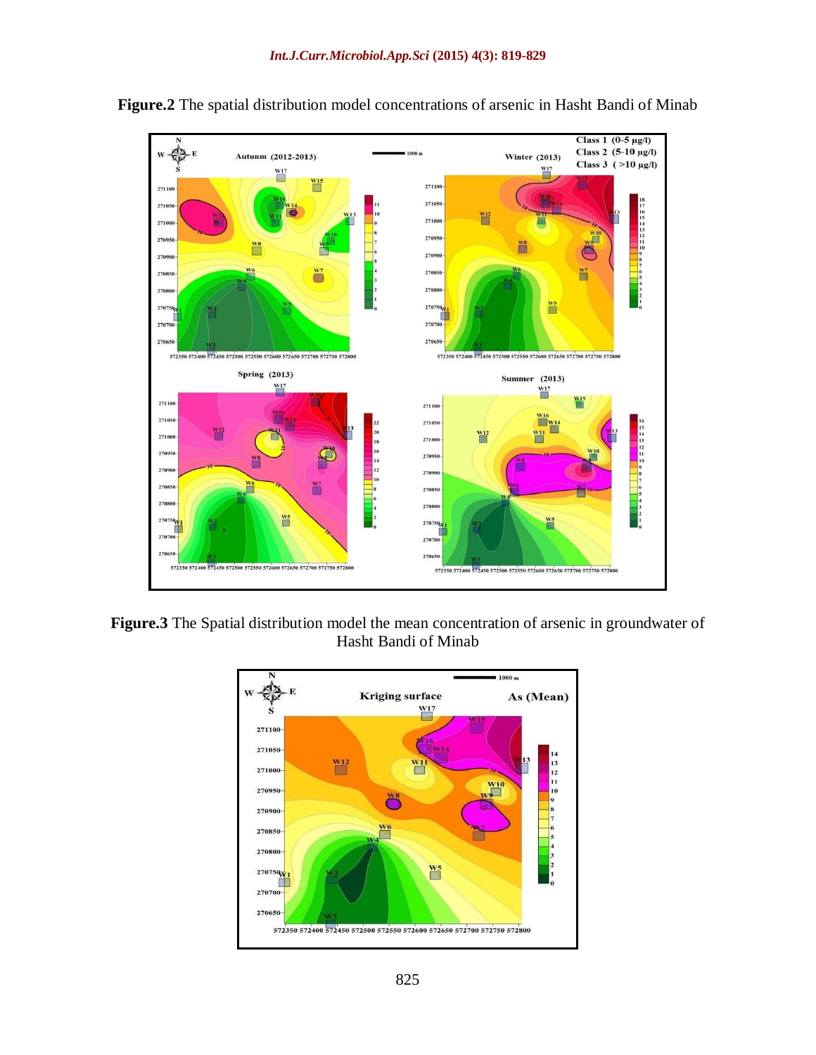**Figure.2** The spatial distribution model concentrations of arsenic in Hasht Bandi of Minab

**Figure.3** The Spatial distribution model the mean concentration of arsenic in groundwater of Hasht Bandi of Minab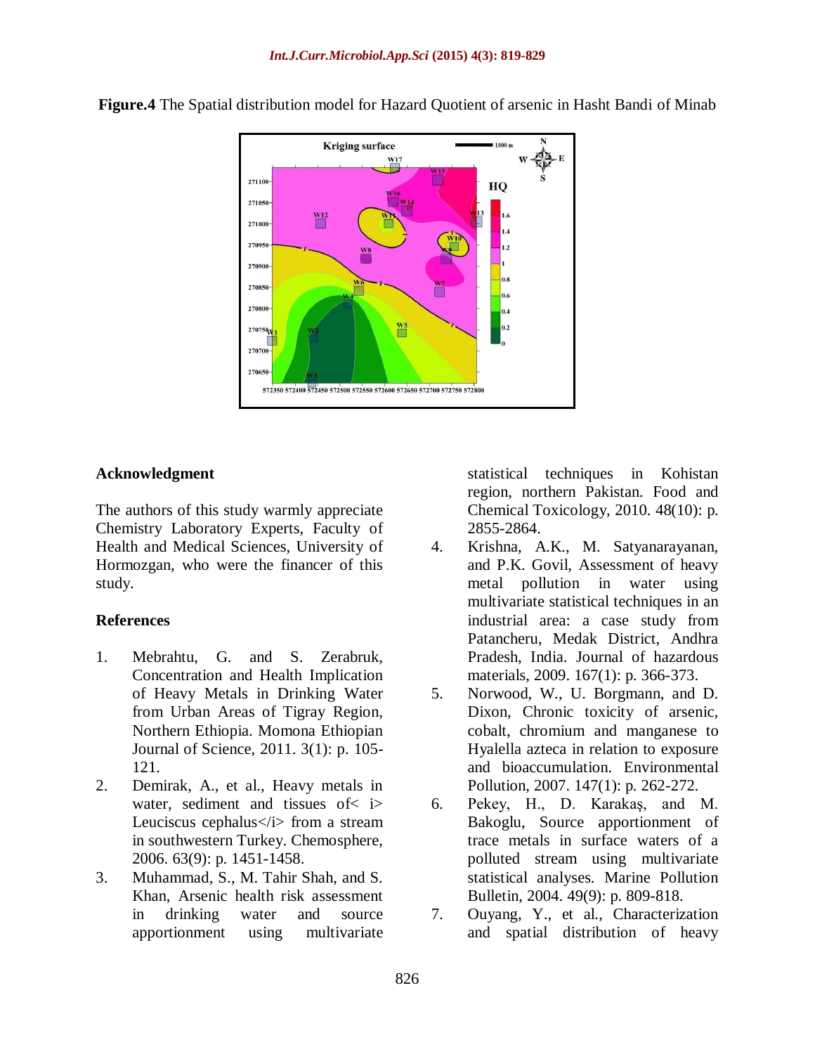**Figure.4** The Spatial distribution model for Hazard Quotient of arsenic in Hasht Bandi of Minab

## Acknowledgment

The authors of this study warmly appreciate Chemistry Laboratory Experts, Faculty of Health and Medical Sciences, University of Hormozgan, who were the financer of this study.

## References

1. Mebrahtu, G. and S. Zerabruk, Concentration and Health Implication of Heavy Metals in Drinking Water from Urban Areas of Tigray Region, Northern Ethiopia. Momona Ethiopian Journal of Science, 2011. 3(1): p. 105-121.
2. Demirak, A., et al., Heavy metals in water, sediment and tissues of< i> Leuciscus cephalus</i> from a stream in southwestern Turkey. Chemosphere, 2006. 63(9): p. 1451-1458.
3. Muhammad, S., M. Tahir Shah, and S. Khan, Arsenic health risk assessment in drinking water and source apportionment using multivariate statistical techniques in Kohistan region, northern Pakistan. Food and Chemical Toxicology, 2010. 48(10): p. 2855-2864.
4. Krishna, A.K., M. Satyanarayanan, and P.K. Govil, Assessment of heavy metal pollution in water using multivariate statistical techniques in an industrial area: a case study from Patancheru, Medak District, Andhra Pradesh, India. Journal of hazardous materials, 2009. 167(1): p. 366-373.
5. Norwood, W., U. Borgmann, and D. Dixon, Chronic toxicity of arsenic, cobalt, chromium and manganese to Hyalella azteca in relation to exposure and bioaccumulation. Environmental Pollution, 2007. 147(1): p. 262-272.
6. Pekey, H., D. Karakaş, and M. Bakoglu, Source apportionment of trace metals in surface waters of a polluted stream using multivariate statistical analyses. Marine Pollution Bulletin, 2004. 49(9): p. 809-818.
7. Ouyang, Y., et al., Characterization and spatial distribution of heavy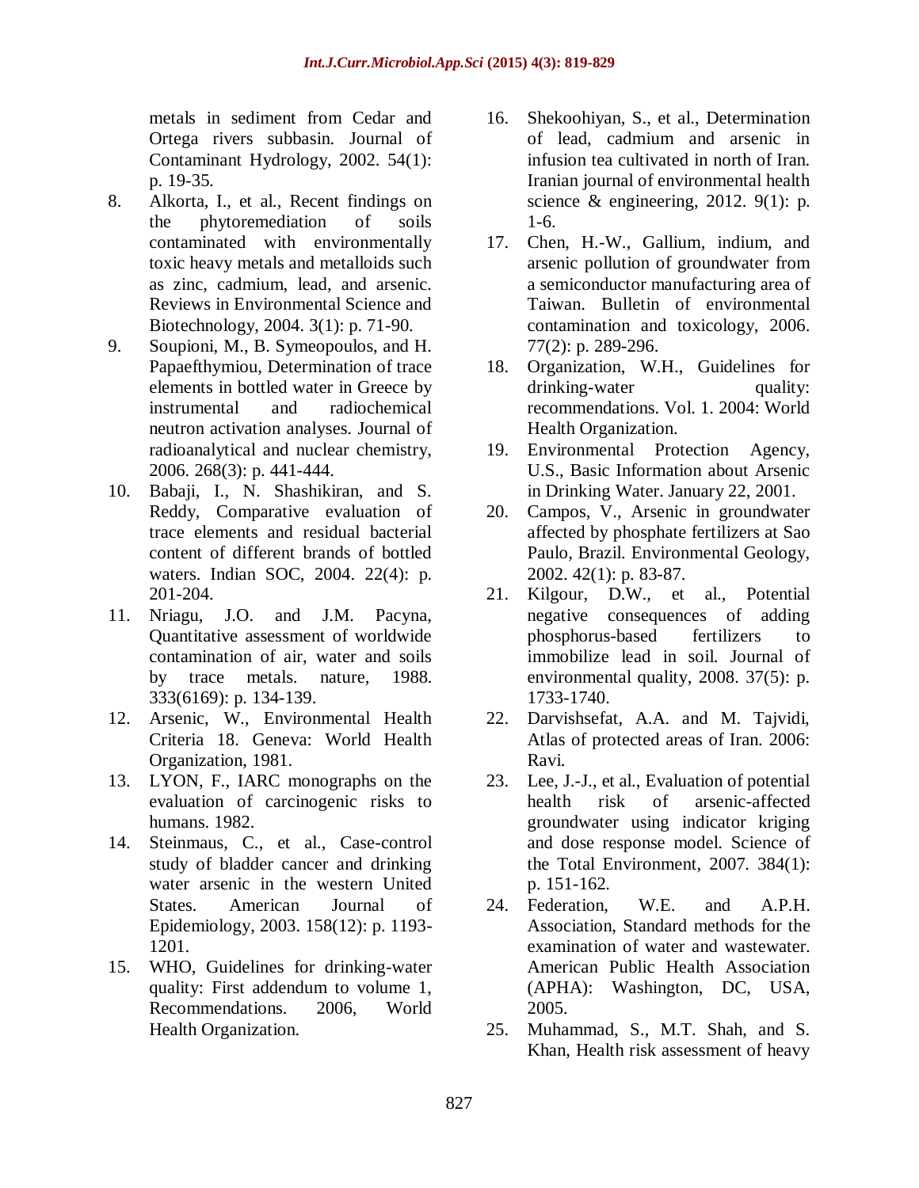metals in sediment from Cedar and Ortega rivers subbasin. Journal of Contaminant Hydrology, 2002. 54(1): p. 19-35.

8. Alkorta, I., et al., Recent findings on the phytoremediation of soils contaminated with environmentally toxic heavy metals and metalloids such as zinc, cadmium, lead, and arsenic. Reviews in Environmental Science and Biotechnology, 2004. 3(1): p. 71-90.
9. Soupioni, M., B. Symeopoulos, and H. Papaefthymiou, Determination of trace elements in bottled water in Greece by instrumental and radiochemical neutron activation analyses. Journal of radioanalytical and nuclear chemistry, 2006. 268(3): p. 441-444.
10. Babaji, I., N. Shashikiran, and S. Reddy, Comparative evaluation of trace elements and residual bacterial content of different brands of bottled waters. Indian SOC, 2004. 22(4): p. 201-204.
11. Nriagu, J.O. and J.M. Pacyna, Quantitative assessment of worldwide contamination of air, water and soils by trace metals. nature, 1988. 333(6169): p. 134-139.
12. Arsenic, W., Environmental Health Criteria 18. Geneva: World Health Organization, 1981.
13. LYON, F., IARC monographs on the evaluation of carcinogenic risks to humans. 1982.
14. Steinmaus, C., et al., Case-control study of bladder cancer and drinking water arsenic in the western United States. American Journal of Epidemiology, 2003. 158(12): p. 1193-1201.
15. WHO, Guidelines for drinking-water quality: First addendum to volume 1, Recommendations. 2006, World Health Organization.
16. Shekoohiyan, S., et al., Determination of lead, cadmium and arsenic in infusion tea cultivated in north of Iran. Iranian journal of environmental health science & engineering, 2012. 9(1): p. 1-6.
17. Chen, H.-W., Gallium, indium, and arsenic pollution of groundwater from a semiconductor manufacturing area of Taiwan. Bulletin of environmental contamination and toxicology, 2006. 77(2): p. 289-296.
18. Organization, W.H., Guidelines for drinking-water quality: recommendations. Vol. 1. 2004: World Health Organization.
19. Environmental Protection Agency, U.S., Basic Information about Arsenic in Drinking Water. January 22, 2001.
20. Campos, V., Arsenic in groundwater affected by phosphate fertilizers at Sao Paulo, Brazil. Environmental Geology, 2002. 42(1): p. 83-87.
21. Kilgour, D.W., et al., Potential negative consequences of adding phosphorus-based fertilizers to immobilize lead in soil. Journal of environmental quality, 2008. 37(5): p. 1733-1740.
22. Darvishsefat, A.A. and M. Tajvidi, Atlas of protected areas of Iran. 2006: Ravi.
23. Lee, J.-J., et al., Evaluation of potential health risk of arsenic-affected groundwater using indicator kriging and dose response model. Science of the Total Environment, 2007. 384(1): p. 151-162.
24. Federation, W.E. and A.P.H. Association, Standard methods for the examination of water and wastewater. American Public Health Association (APHA): Washington, DC, USA, 2005.
25. Muhammad, S., M.T. Shah, and S. Khan, Health risk assessment of heavy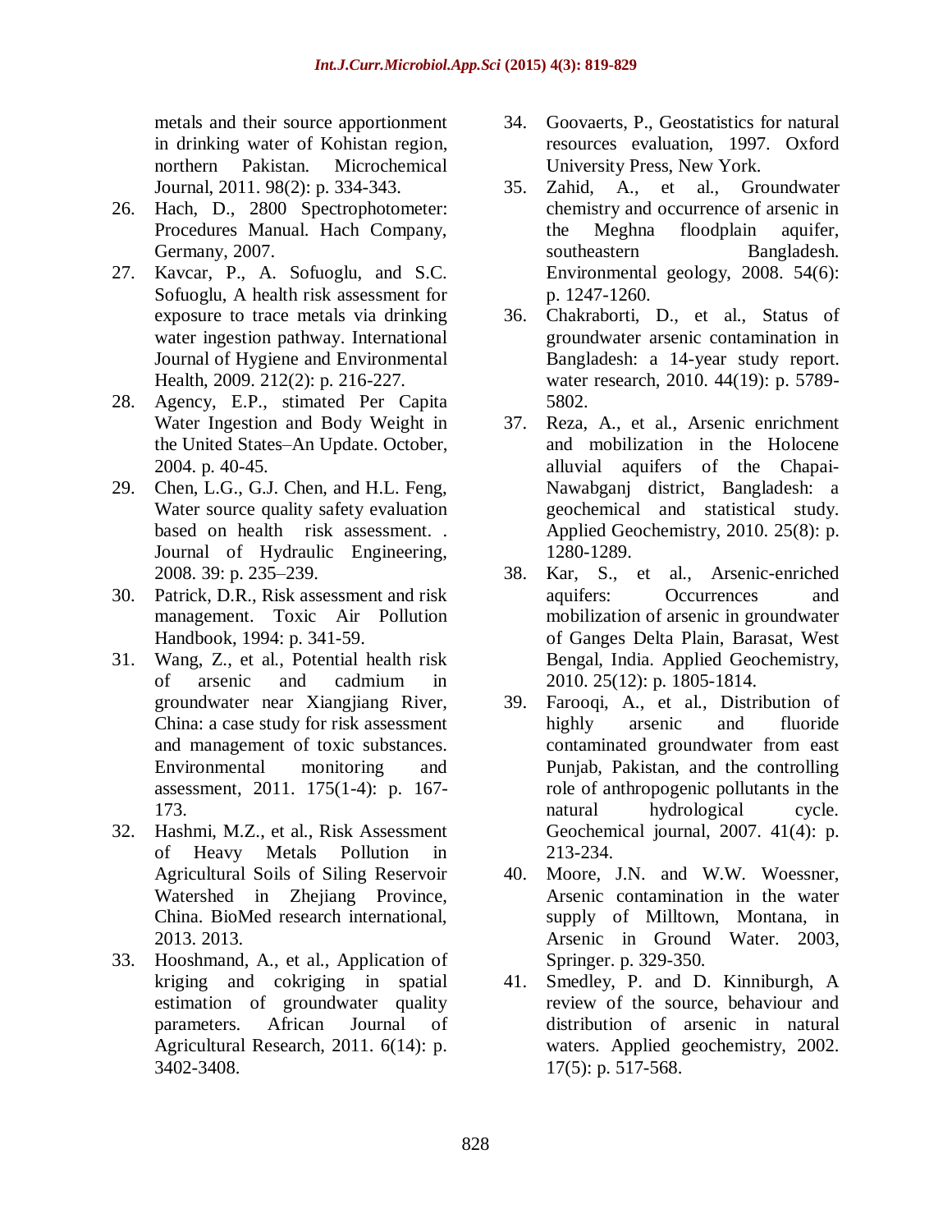metals and their source apportionment in drinking water of Kohistan region, northern Pakistan. Microchemical Journal, 2011. 98(2): p. 334-343.

26. Hach, D., 2800 Spectrophotometer: Procedures Manual. Hach Company, Germany, 2007.
27. Kavcar, P., A. Sofuoglu, and S.C. Sofuoglu, A health risk assessment for exposure to trace metals via drinking water ingestion pathway. International Journal of Hygiene and Environmental Health, 2009. 212(2): p. 216-227.
28. Agency, E.P., stimated Per Capita Water Ingestion and Body Weight in the United States–An Update. October, 2004. p. 40-45.
29. Chen, L.G., G.J. Chen, and H.L. Feng, Water source quality safety evaluation based on health risk assessment. . Journal of Hydraulic Engineering, 2008. 39: p. 235–239.
30. Patrick, D.R., Risk assessment and risk management. Toxic Air Pollution Handbook, 1994: p. 341-59.
31. Wang, Z., et al., Potential health risk of arsenic and cadmium in groundwater near Xiangjiang River, China: a case study for risk assessment and management of toxic substances. Environmental monitoring and assessment, 2011. 175(1-4): p. 167-173.
32. Hashmi, M.Z., et al., Risk Assessment of Heavy Metals Pollution in Agricultural Soils of Siling Reservoir Watershed in Zhejiang Province, China. BioMed research international, 2013. 2013.
33. Hooshmand, A., et al., Application of kriging and cokriging in spatial estimation of groundwater quality parameters. African Journal of Agricultural Research, 2011. 6(14): p. 3402-3408.
34. Goovaerts, P., Geostatistics for natural resources evaluation, 1997. Oxford University Press, New York.
35. Zahid, A., et al., Groundwater chemistry and occurrence of arsenic in the Meghna floodplain aquifer, southeastern Bangladesh. Environmental geology, 2008. 54(6): p. 1247-1260.
36. Chakraborti, D., et al., Status of groundwater arsenic contamination in Bangladesh: a 14-year study report. water research, 2010. 44(19): p. 5789-5802.
37. Reza, A., et al., Arsenic enrichment and mobilization in the Holocene alluvial aquifers of the Chapai-Nawabganj district, Bangladesh: a geochemical and statistical study. Applied Geochemistry, 2010. 25(8): p. 1280-1289.
38. Kar, S., et al., Arsenic-enriched aquifers: Occurrences and mobilization of arsenic in groundwater of Ganges Delta Plain, Barasat, West Bengal, India. Applied Geochemistry, 2010. 25(12): p. 1805-1814.
39. Farooqi, A., et al., Distribution of highly arsenic and fluoride contaminated groundwater from east Punjab, Pakistan, and the controlling role of anthropogenic pollutants in the natural hydrological cycle. Geochemical journal, 2007. 41(4): p. 213-234.
40. Moore, J.N. and W.W. Woessner, Arsenic contamination in the water supply of Milltown, Montana, in Arsenic in Ground Water. 2003, Springer. p. 329-350.
41. Smedley, P. and D. Kinniburgh, A review of the source, behaviour and distribution of arsenic in natural waters. Applied geochemistry, 2002. 17(5): p. 517-568.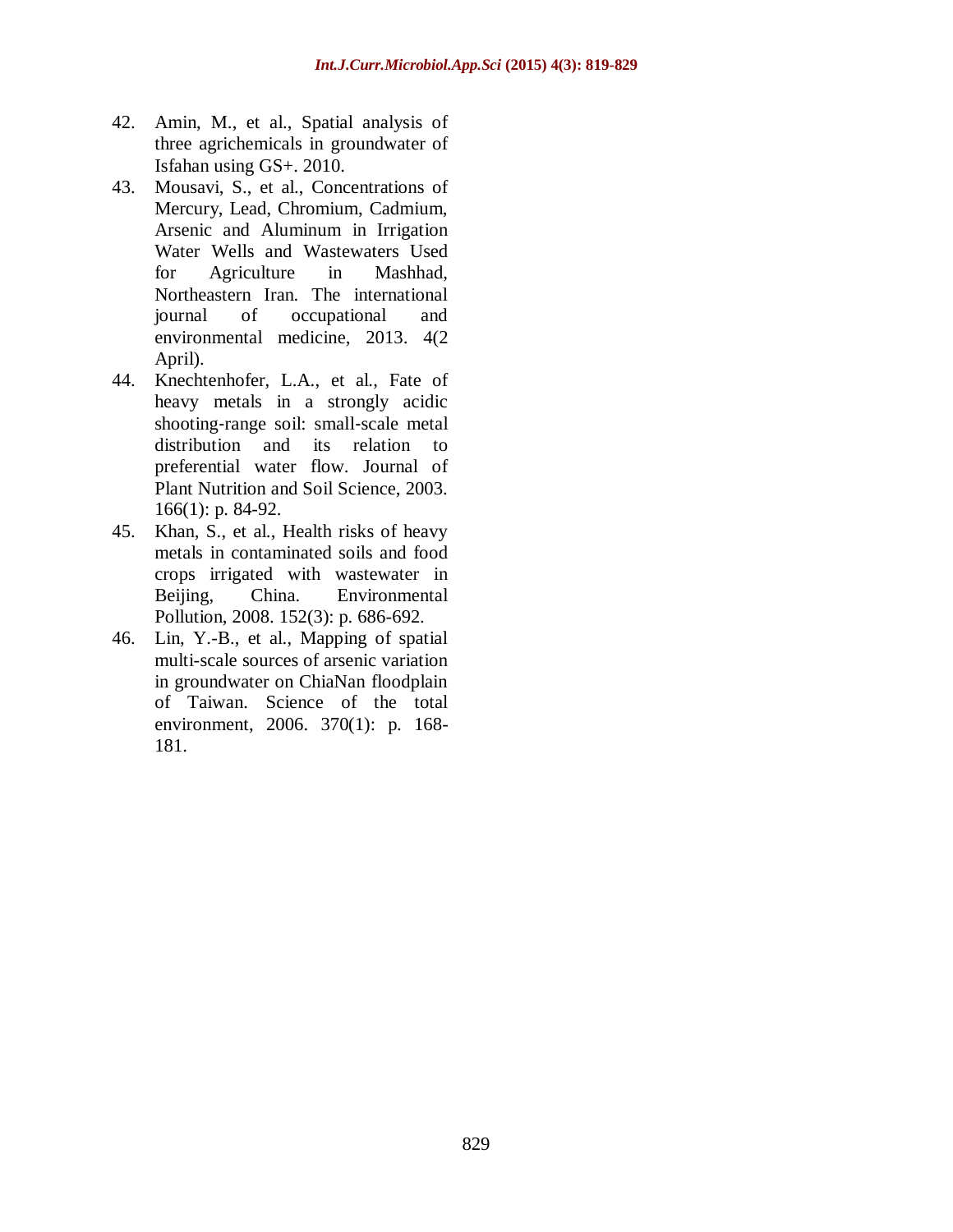42. Amin, M., et al., Spatial analysis of three agrichemicals in groundwater of Isfahan using GS+. 2010.
43. Mousavi, S., et al., Concentrations of Mercury, Lead, Chromium, Cadmium, Arsenic and Aluminum in Irrigation Water Wells and Wastewaters Used for Agriculture in Mashhad, Northeastern Iran. The international journal of occupational and environmental medicine, 2013. 4(2 April).
44. Knechtenhofer, L.A., et al., Fate of heavy metals in a strongly acidic shooting-range soil: small-scale metal distribution and its relation to preferential water flow. Journal of Plant Nutrition and Soil Science, 2003. 166(1): p. 84-92.
45. Khan, S., et al., Health risks of heavy metals in contaminated soils and food crops irrigated with wastewater in Beijing, China. Environmental Pollution, 2008. 152(3): p. 686-692.
46. Lin, Y.-B., et al., Mapping of spatial multi-scale sources of arsenic variation in groundwater on ChiaNan floodplain of Taiwan. Science of the total environment, 2006. 370(1): p. 168-181.